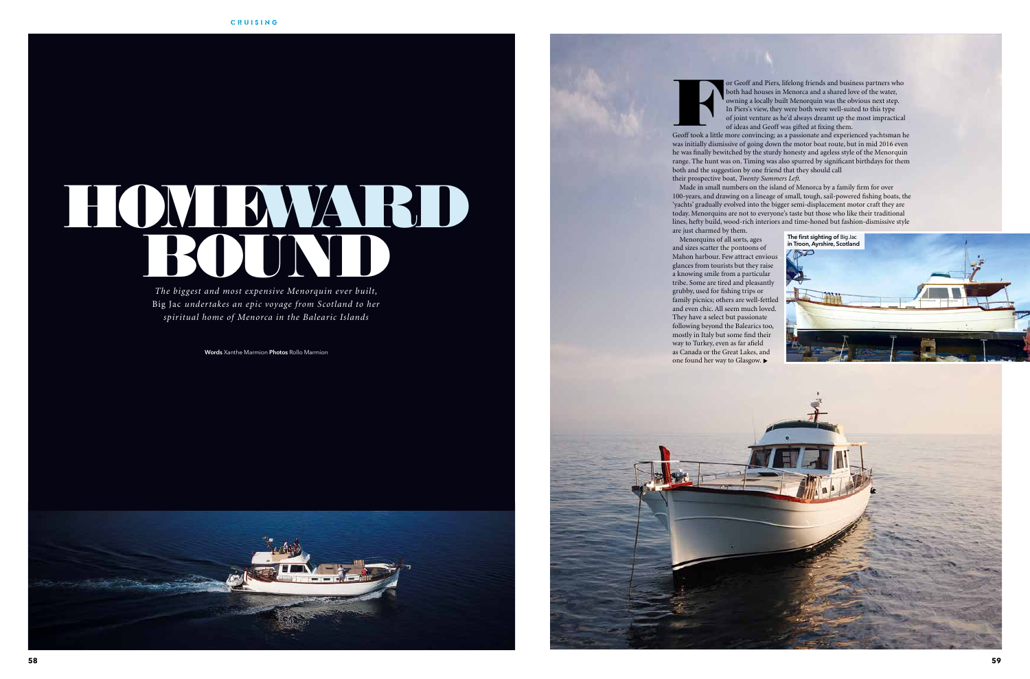# HOMEWARD BOUND

*The biggest and most expensive Menorquin ever built,* Big Jac *undertakes an epic voyage from Scotland to her spiritual home of Menorca in the Balearic Islands*

**Words** Xanthe Marmion **Photos** Rollo Marmion

For Geoff and Piers, lifelong friends and business partners who both had houses in Menorca and a shared love of the water, owning a locally built Menorquin was the obvious next step. In Piers's view, they were both were well-suited to this type of joint venture as he'd always dreamt up the most impractical of ideas and Geoff was gifted at fixing them.

Geoff took a little more convincing; as a passionate and experienced yachtsman he was initially dismissive of going down the motor boat route, but in mid 2016 even he was finally bewitched by the sturdy honesty and ageless style of the Menorquin range. The hunt was on. Timing was also spurred by significant birthdays for them both and the suggestion by one friend that they should call their prospective boat, *Twenty Summers Left*.

Made in small numbers on the island of Menorca by a family firm for over 100-years, and drawing on a lineage of small, tough, sail-powered fishing boats, the 'yachts' gradually evolved into the bigger semi-displacement motor craft they are today. Menorquins are not to everyone's taste but those who like their traditional lines, hefty build, wood-rich interiors and time-honed but fashion-dismissive style are just charmed by them.

Menorquins of all sorts, ages and sizes scatter the pontoons of Mahon harbour. Few attract envious glances from tourists but they raise a knowing smile from a particular tribe. Some are tired and pleasantly grubby, used for fishing trips or family picnics; others are well-fettled and even chic. All seem much loved. They have a select but passionate following beyond the Balearics too, mostly in Italy but some find their way to Turkey, even as far afield as Canada or the Great Lakes, and one found her way to Glasgow. ▶

**The first sighting of** Big Jac **in Troon, Ayrshire, Scotland**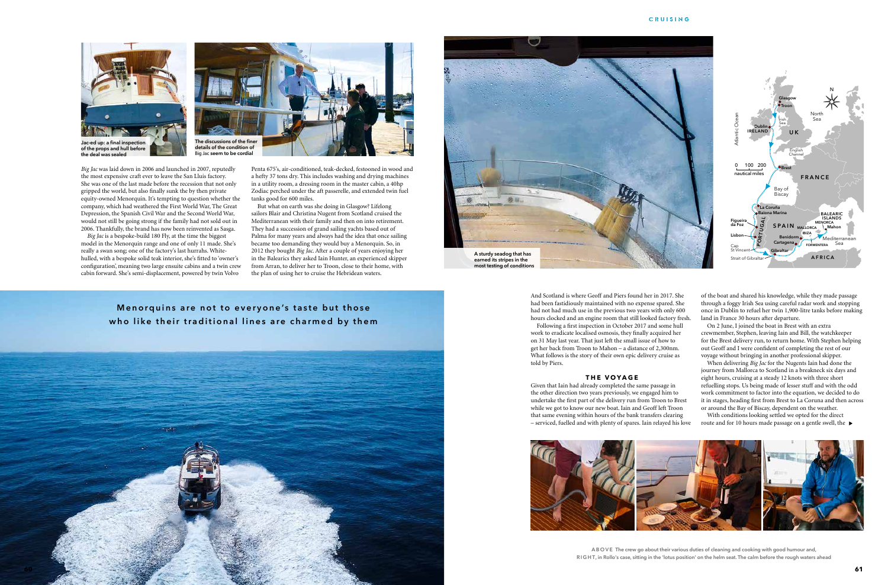Jac-ed up: a final inspection of the props and hull before the deal was sealed

The discussions of the finer details of the condition of *Big Jac* seem to be cordial

*Big Jac* was laid down in 2006 and launched in 2007, reputedly the most expensive craft ever to leave the San Lluis factory. She was one of the last made before the recession that not only gripped the world, but also finally sunk the by then private equity-owned Menorquin. It's tempting to question whether the company, which had weathered the First World War, The Great Depression, the Spanish Civil War and the Second World War, would not still be going strong if the family had not sold out in 2006. Thankfully, the brand has now been reinvented as Sasga.

*Big Jac* is a bespoke-build 180 Fly, at the time the biggest model in the Menorquin range and one of only 11 made. She's really a swan song; one of the factory's last hurrahs. White-hulled, with a bespoke solid teak interior, she's fitted to 'owner's configuration', meaning two large ensuite cabins and a twin crew cabin forward. She's semi-displacement, powered by twin Volvo Penta 675's, air-conditioned, teak-decked, festooned in wood and a hefty 37 tons dry. This includes washing and drying machines in a utility room, a dressing room in the master cabin, a 40hp Zodiac perched under the aft passerelle, and extended twin fuel tanks good for 600 miles.

But what on earth was she doing in Glasgow? Lifelong sailors Blair and Christina Nugent from Scotland cruised the Mediterranean with their family and then on into retirement. They had a succession of grand sailing yachts based out of Palma for many years and always had the idea that once sailing became too demanding they would buy a Menorquin. So, in 2012 they bought *Big Jac*. After a couple of years enjoying her in the Balearics they asked Iain Hunter, an experienced skipper from Arran, to deliver her to Troon, close to their home, with the plan of using her to cruise the Hebridean waters.

**Menorquins are not to everyone's taste but those who like their traditional lines are charmed by them**

A sturdy seadog that has earned its stripes in the most testing of conditions

And Scotland is where Geoff and Piers found her in 2017. She had been fastidiously maintained with no expense spared. She had not had much use in the previous two years with only 600 hours clocked and an engine room that still looked factory fresh.

Following a first inspection in October 2017 and some hull work to eradicate localised osmosis, they finally acquired her on 31 May last year. That just left the small issue of how to get her back from Troon to Mahon – a distance of 2,300nm. What follows is the story of their own epic delivery cruise as told by Piers.

### THE VOYAGE

Given that Iain had already completed the same passage in the other direction two years previously, we engaged him to undertake the first part of the delivery run from Troon to Brest while we got to know our new boat. Iain and Geoff left Troon that same evening within hours of the bank transfers clearing – serviced, fuelled and with plenty of spares. Iain relayed his love of the boat and shared his knowledge, while they made passage through a foggy Irish Sea using careful radar work and stopping once in Dublin to refuel her twin 1,900-litre tanks before making land in France 30 hours after departure.

On 2 June, I joined the boat in Brest with an extra crewmember, Stephen, leaving Iain and Bill, the watchkeeper for the Brest delivery run, to return home. With Stephen helping out Geoff and I were confident of completing the rest of our voyage without bringing in another professional skipper.

When delivering *Big Jac* for the Nugents Iain had done the journey from Mallorca to Scotland in a breakneck six days and eight hours, cruising at a steady 12 knots with three short refuelling stops. Us being made of lesser stuff and with the odd work commitment to factor into the equation, we decided to do it in stages, heading first from Brest to La Coruna and then across or around the Bay of Biscay, dependent on the weather.

With conditions looking settled we opted for the direct route and for 10 hours made passage on a gentle swell, the ▶

ABOVE The crew go about their various duties of cleaning and cooking with good humour and, RIGHT, in Rollo's case, sitting in the 'lotus position' on the helm seat. The calm before the rough waters ahead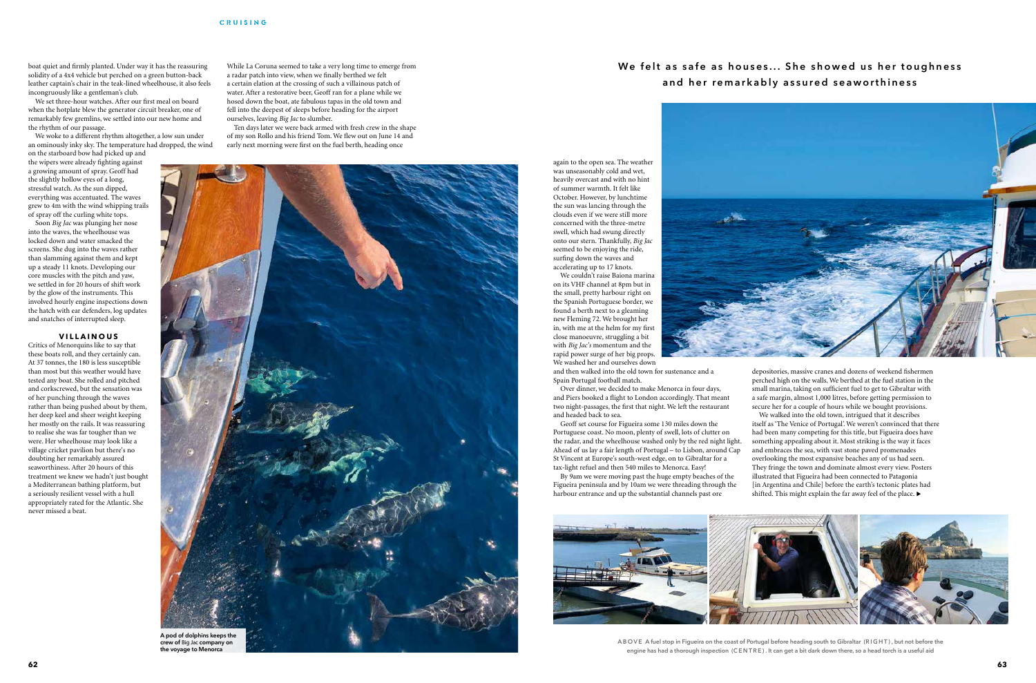boat quiet and firmly planted. Under way it has the reassuring solidity of a 4x4 vehicle but perched on a green button-back leather captain's chair in the teak-lined wheelhouse, it also feels incongruously like a gentleman's club.

We set three-hour watches. After our first meal on board when the hotplate blew the generator circuit breaker, one of remarkably few gremlins, we settled into our new home and the rhythm of our passage.

We woke to a different rhythm altogether, a low sun under an ominously inky sky. The temperature had dropped, the wind on the starboard bow had picked up and the wipers were already fighting against a growing amount of spray. Geoff had the slightly hollow eyes of a long, stressful watch. As the sun dipped, everything was accentuated. The waves grew to 4m with the wind whipping trails of spray off the curling white tops.

Soon *Big Jac* was plunging her nose into the waves, the wheelhouse was locked down and water smacked the screens. She dug into the waves rather than slamming against them and kept up a steady 11 knots. Developing our core muscles with the pitch and yaw, we settled in for 20 hours of shift work by the glow of the instruments. This involved hourly engine inspections down the hatch with ear defenders, log updates and snatches of interrupted sleep.

## VILLAINOUS

Critics of Menorquins like to say that these boats roll, and they certainly can. At 37 tonnes, the 180 is less susceptible than most but this weather would have tested any boat. She rolled and pitched and corkscrewed, but the sensation was of her punching through the waves rather than being pushed about by them, her deep keel and sheer weight keeping her mostly on the rails. It was reassuring to realise she was far tougher than we were. Her wheelhouse may look like a village cricket pavilion but there's no doubting her remarkably assured seaworthiness. After 20 hours of this treatment we knew we hadn't just bought a Mediterranean bathing platform, but a seriously resilient vessel with a hull appropriately rated for the Atlantic. She never missed a beat.

While La Coruna seemed to take a very long time to emerge from a radar patch into view, when we finally berthed we felt a certain elation at the crossing of such a villainous patch of water. After a restorative beer, Geoff ran for a plane while we hosed down the boat, ate fabulous tapas in the old town and fell into the deepest of sleeps before heading for the airport ourselves, leaving *Big Jac* to slumber.

Ten days later we were back armed with fresh crew in the shape of my son Rollo and his friend Tom. We flew out on June 14 and early next morning were first on the fuel berth, heading once again to the open sea. The weather was unseasonably cold and wet, heavily overcast and with no hint of summer warmth. It felt like October. However, by lunchtime the sun was lancing through the clouds even if we were still more concerned with the three-metre swell, which had swung directly onto our stern. Thankfully, *Big Jac* seemed to be enjoying the ride, surfing down the waves and accelerating up to 17 knots.

A pod of dolphins keeps the crew of *Big Jac* company on the voyage to Menorca

We couldn't raise Baiona marina on its VHF channel at 8pm but in the small, pretty harbour right on the Spanish Portuguese border, we found a berth next to a gleaming new Fleming 72. We brought her in, with me at the helm for my first close manoeuvre, struggling a bit with *Big Jac's* momentum and the rapid power surge of her big props. We washed her and ourselves down and then walked into the old town for sustenance and a Spain Portugal football match.

Over dinner, we decided to make Menorca in four days, and Piers booked a flight to London accordingly. That meant two night-passages, the first that night. We left the restaurant and headed back to sea.

Geoff set course for Figueira some 130 miles down the Portuguese coast. No moon, plenty of swell, lots of clutter on the radar, and the wheelhouse washed only by the red night light. Ahead of us lay a fair length of Portugal – to Lisbon, around Cap St Vincent at Europe's south-west edge, on to Gibraltar for a tax-light refuel and then 540 miles to Menorca. Easy!

By 9am we were moving past the huge empty beaches of the Figueira peninsula and by 10am we were threading through the harbour entrance and up the substantial channels past ore depositories, massive cranes and dozens of weekend fishermen perched high on the walls. We berthed at the fuel station in the small marina, taking on sufficient fuel to get to Gibraltar with a safe margin, almost 1,000 litres, before getting permission to secure her for a couple of hours while we bought provisions.

We walked into the old town, intrigued that it describes itself as 'The Venice of Portugal'. We weren't convinced that there had been many competing for this title, but Figueira does have something appealing about it. Most striking is the way it faces and embraces the sea, with vast stone paved promenades overlooking the most expansive beaches any of us had seen. They fringe the town and dominate almost every view. Posters illustrated that Figueira had been connected to Patagonia [in Argentina and Chile] before the earth's tectonic plates had shifted. This might explain the far away feel of the place. ▶

**We felt as safe as houses... She showed us her toughness and her remarkably assured seaworthiness**

ABOVE A fuel stop in Figueira on the coast of Portugal before heading south to Gibraltar (RIGHT), but not before the engine has had a thorough inspection (CENTRE). It can get a bit dark down there, so a head torch is a useful aid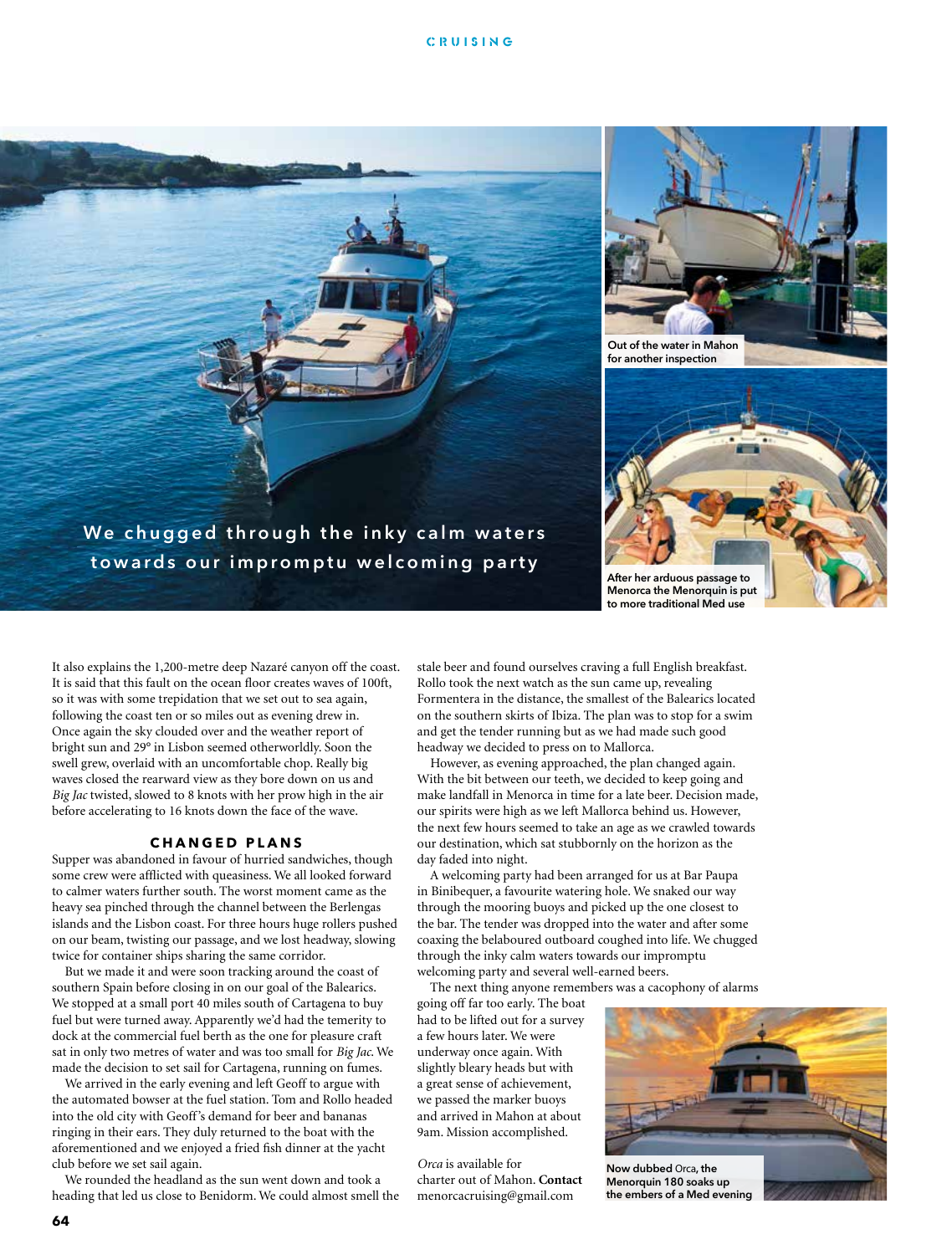We chugged through the inky calm waters towards our impromptu welcoming party

Out of the water in Mahon for another inspection

After her arduous passage to Menorca the Menorquin is put to more traditional Med use

It also explains the 1,200-metre deep Nazaré canyon off the coast. It is said that this fault on the ocean floor creates waves of 100ft, so it was with some trepidation that we set out to sea again, following the coast ten or so miles out as evening drew in. Once again the sky clouded over and the weather report of bright sun and 29° in Lisbon seemed otherworldly. Soon the swell grew, overlaid with an uncomfortable chop. Really big waves closed the rearward view as they bore down on us and *Big Jac* twisted, slowed to 8 knots with her prow high in the air before accelerating to 16 knots down the face of the wave.

### CHANGED PLANS

Supper was abandoned in favour of hurried sandwiches, though some crew were afflicted with queasiness. We all looked forward to calmer waters further south. The worst moment came as the heavy sea pinched through the channel between the Berlengas islands and the Lisbon coast. For three hours huge rollers pushed on our beam, twisting our passage, and we lost headway, slowing twice for container ships sharing the same corridor.

But we made it and were soon tracking around the coast of southern Spain before closing in on our goal of the Balearics. We stopped at a small port 40 miles south of Cartagena to buy fuel but were turned away. Apparently we'd had the temerity to dock at the commercial fuel berth as the one for pleasure craft sat in only two metres of water and was too small for *Big Jac*. We made the decision to set sail for Cartagena, running on fumes.

We arrived in the early evening and left Geoff to argue with the automated bowser at the fuel station. Tom and Rollo headed into the old city with Geoff's demand for beer and bananas ringing in their ears. They duly returned to the boat with the aforementioned and we enjoyed a fried fish dinner at the yacht club before we set sail again.

We rounded the headland as the sun went down and took a heading that led us close to Benidorm. We could almost smell the stale beer and found ourselves craving a full English breakfast. Rollo took the next watch as the sun came up, revealing Formentera in the distance, the smallest of the Balearics located on the southern skirts of Ibiza. The plan was to stop for a swim and get the tender running but as we had made such good headway we decided to press on to Mallorca.

However, as evening approached, the plan changed again. With the bit between our teeth, we decided to keep going and make landfall in Menorca in time for a late beer. Decision made, our spirits were high as we left Mallorca behind us. However, the next few hours seemed to take an age as we crawled towards our destination, which sat stubbornly on the horizon as the day faded into night.

A welcoming party had been arranged for us at Bar Paupa in Binibequer, a favourite watering hole. We snaked our way through the mooring buoys and picked up the one closest to the bar. The tender was dropped into the water and after some coaxing the belaboured outboard coughed into life. We chugged through the inky calm waters towards our impromptu welcoming party and several well-earned beers.

The next thing anyone remembers was a cacophony of alarms going off far too early. The boat had to be lifted out for a survey a few hours later. We were underway once again. With slightly bleary heads but with a great sense of achievement, we passed the marker buoys and arrived in Mahon at about 9am. Mission accomplished.

*Orca* is available for charter out of Mahon. **Contact** menorcacruising@gmail.com

Now dubbed *Orca*, the Menorquin 180 soaks up the embers of a Med evening